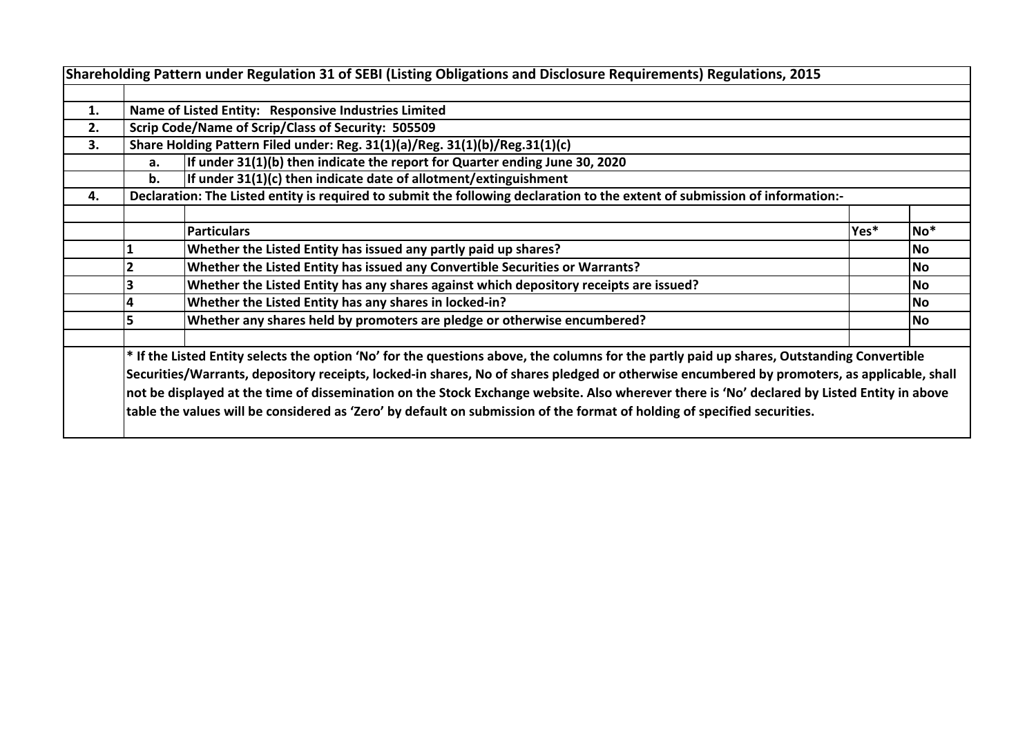# Shareholding Pattern under Regulation 31 of SEBI (Listing Obligations and Disclosure Requirements) Regulations, 2015

| | | | | |
|---|---|---|---|---|
| 1. | Name of Listed Entity: Responsive Industries Limited | | | |
| 2. | Scrip Code/Name of Scrip/Class of Security: 505509 | | | |
| 3. | Share Holding Pattern Filed under: Reg. 31(1)(a)/Reg. 31(1)(b)/Reg.31(1)(c) | | | |
| | a. | If under 31(1)(b) then indicate the report for Quarter ending June 30, 2020 | | |
| | b. | If under 31(1)(c) then indicate date of allotment/extinguishment | | |
| 4. | Declaration: The Listed entity is required to submit the following declaration to the extent of submission of information:- | | | |
| | | **Particulars** | **Yes*** | **No*** |
| | 1 | Whether the Listed Entity has issued any partly paid up shares? | | No |
| | 2 | Whether the Listed Entity has issued any Convertible Securities or Warrants? | | No |
| | 3 | Whether the Listed Entity has any shares against which depository receipts are issued? | | No |
| | 4 | Whether the Listed Entity has any shares in locked-in? | | No |
| | 5 | Whether any shares held by promoters are pledge or otherwise encumbered? | | No |

* If the Listed Entity selects the option 'No' for the questions above, the columns for the partly paid up shares, Outstanding Convertible Securities/Warrants, depository receipts, locked-in shares, No of shares pledged or otherwise encumbered by promoters, as applicable, shall not be displayed at the time of dissemination on the Stock Exchange website. Also wherever there is 'No' declared by Listed Entity in above table the values will be considered as 'Zero' by default on submission of the format of holding of specified securities.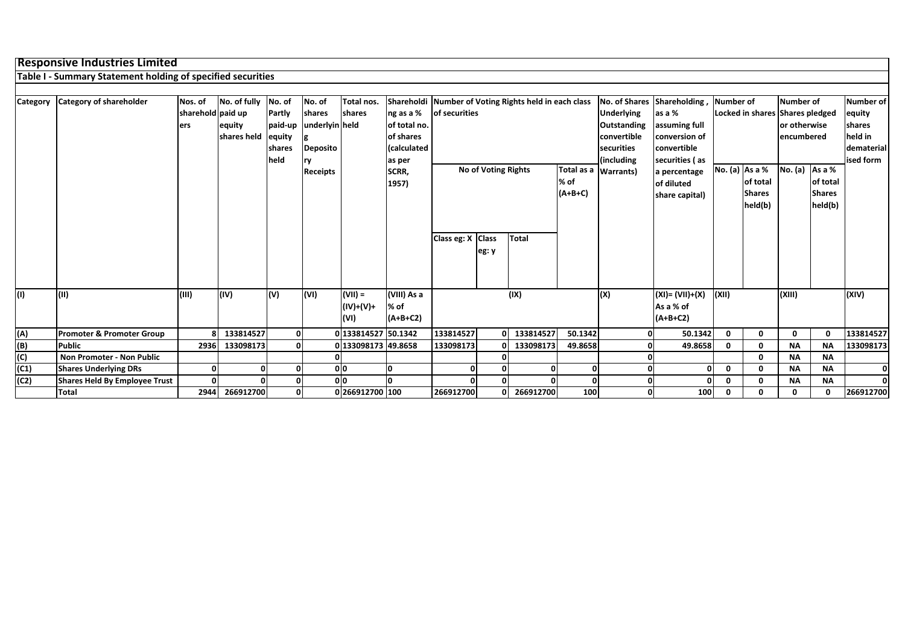# Responsive Industries Limited

## Table I - Summary Statement holding of specified securities

| Category | Category of shareholder | Nos. of shareholders | No. of fully paid up equity shares held | No. of Partly paid-up equity shares held | No. of shares underlying Depository Receipts | Total nos. shares held | Shareholding as a % of total no. of shares (calculated as per SCRR, 1957) | Number of Voting Rights held in each class of securities | | | | No. of Shares Underlying Outstanding convertible securities (including Warrants) | Shareholding , as a % assuming full conversion of convertible securities ( as a percentage of diluted share capital) | Number of Locked in shares | | Number of Shares pledged or otherwise encumbered | | Number of equity shares held in dematerialised form |
|---|---|---|---|---|---|---|---|---|---|---|---|---|---|---|---|---|---|---|
| | | | | | | | | No of Voting Rights | | | Total as a % of (A+B+C) | | | No. (a) | As a % of total Shares held(b) | No. (a) | As a % of total Shares held(b) | |
| | | | | | | | | Class eg: X | Class eg: y | Total | | | | | | | | |
| (I) | (II) | (III) | (IV) | (V) | (VI) | (VII) = (IV)+(V)+ (VI) | (VIII) As a % of (A+B+C2) | (IX) | | | | (X) | (XI)= (VII)+(X) As a % of (A+B+C2) | (XII) | | (XIII) | | (XIV) |
| (A) | Promoter & Promoter Group | 8 | 133814527 | 0 | 0 | 133814527 | 50.1342 | 133814527 | 0 | 133814527 | 50.1342 | 0 | 50.1342 | 0 | 0 | 0 | 0 | 133814527 |
| (B) | Public | 2936 | 133098173 | 0 | 0 | 133098173 | 49.8658 | 133098173 | 0 | 133098173 | 49.8658 | 0 | 49.8658 | 0 | 0 | NA | NA | 133098173 |
| (C) | Non Promoter - Non Public | | | | 0 | | | | 0 | | | 0 | | | 0 | NA | NA | |
| (C1) | Shares Underlying DRs | 0 | 0 | 0 | 0 | 0 | 0 | 0 | 0 | 0 | 0 | 0 | 0 | 0 | 0 | NA | NA | 0 |
| (C2) | Shares Held By Employee Trust | 0 | 0 | 0 | 0 | 0 | 0 | 0 | 0 | 0 | 0 | 0 | 0 | 0 | 0 | NA | NA | 0 |
| | Total | 2944 | 266912700 | 0 | 0 | 266912700 | 100 | 266912700 | 0 | 266912700 | 100 | 0 | 100 | 0 | 0 | 0 | 0 | 266912700 |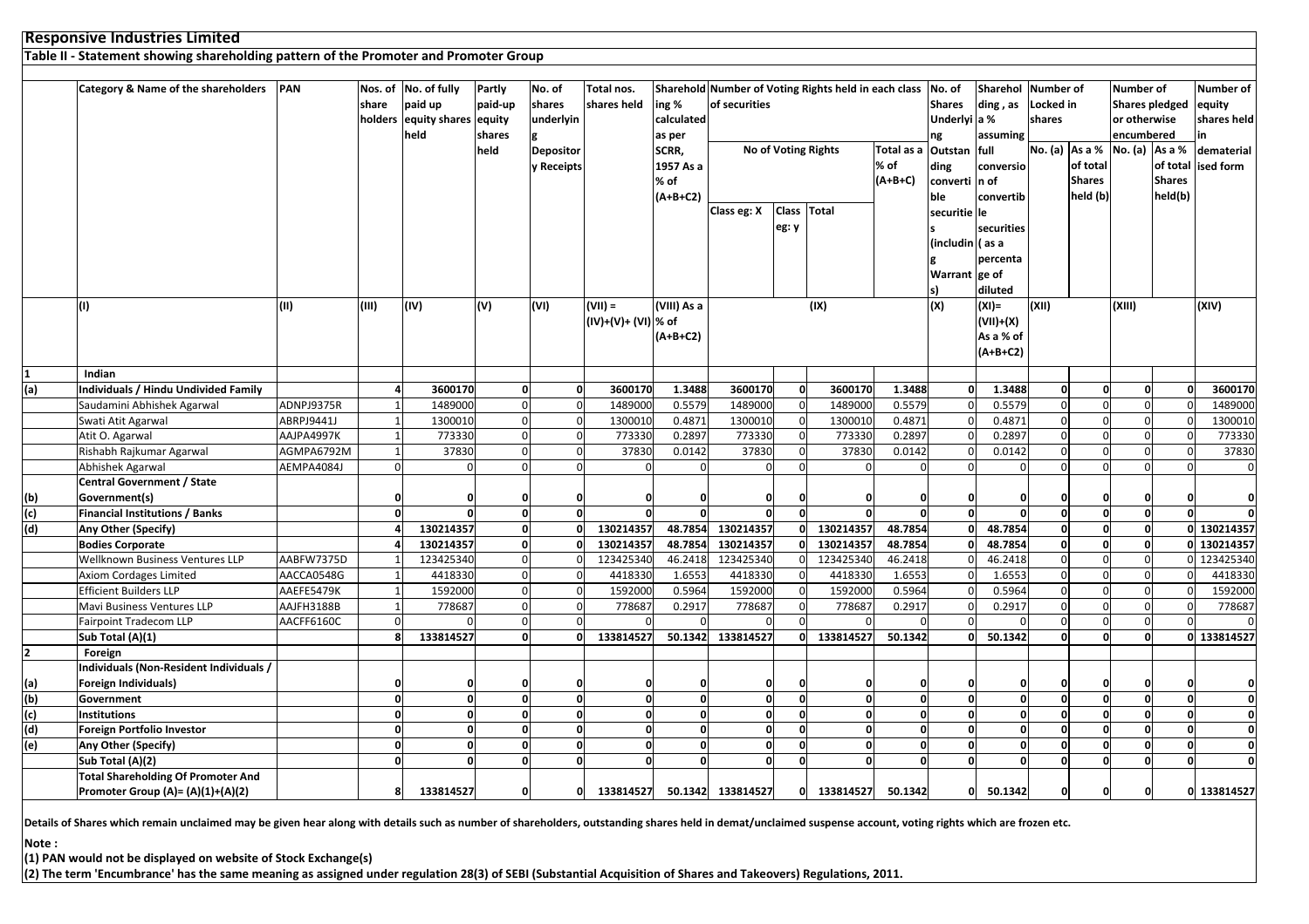## Responsive Industries Limited

### Table II - Statement showing shareholding pattern of the Promoter and Promoter Group

| | Category & Name of the shareholders | PAN | Nos. of share holders | No. of fully paid up equity shares held | Partly paid-up equity shares held | No. of shares underlying Depository Receipts | Total nos. shares held | Shareholding % calculated as per SCRR, 1957 As a % of (A+B+C2) | Number of Voting Rights held in each class of securities | | | | No. of Shares Underlying Outstanding convertible securities (including Warrants) | Shareholding , as a % assuming full conversion of convertible securities ( as a percentage of diluted | Number of Locked in shares | | Number of Shares pledged or otherwise encumbered | | Number of equity shares held in dematerialised form |
|---|---|---|---|---|---|---|---|---|---|---|---|---|---|---|---|---|---|---|---|
| | | | | | | | | | No of Voting Rights | | | Total as a % of (A+B+C) | | | No. (a) | As a % of total Shares held (b) | No. (a) | As a % of total Shares held(b) | |
| | | | | | | | | | Class eg: X | Class eg: y | Total | | | | | | | | |
| | (I) | (II) | (III) | (IV) | (V) | (VI) | (VII) = (IV)+(V)+ (VI) | (VIII) As a % of (A+B+C2) | (IX) | | | | (X) | (XI)= (VII)+(X) As a % of (A+B+C2) | (XII) | | (XIII) | | (XIV) |
| **1** | **Indian** | | | | | | | | | | | | | | | | | | |
| **(a)** | **Individuals / Hindu Undivided Family** | | **4** | **3600170** | **0** | **0** | **3600170** | **1.3488** | **3600170** | **0** | **3600170** | **1.3488** | **0** | **1.3488** | **0** | **0** | **0** | **0** | **3600170** |
| | Saudamini Abhishek Agarwal | ADNPJ9375R | 1 | 1489000 | 0 | 0 | 1489000 | 0.5579 | 1489000 | 0 | 1489000 | 0.5579 | 0 | 0.5579 | 0 | 0 | 0 | 0 | 1489000 |
| | Swati Atit Agarwal | ABRPJ9441J | 1 | 1300010 | 0 | 0 | 1300010 | 0.4871 | 1300010 | 0 | 1300010 | 0.4871 | 0 | 0.4871 | 0 | 0 | 0 | 0 | 1300010 |
| | Atit O. Agarwal | AAJPA4997K | 1 | 773330 | 0 | 0 | 773330 | 0.2897 | 773330 | 0 | 773330 | 0.2897 | 0 | 0.2897 | 0 | 0 | 0 | 0 | 773330 |
| | Rishabh Rajkumar Agarwal | AGMPA6792M | 1 | 37830 | 0 | 0 | 37830 | 0.0142 | 37830 | 0 | 37830 | 0.0142 | 0 | 0.0142 | 0 | 0 | 0 | 0 | 37830 |
| | Abhishek Agarwal | AEMPA4084J | 0 | 0 | 0 | 0 | 0 | 0 | 0 | 0 | 0 | 0 | 0 | 0 | 0 | 0 | 0 | 0 | 0 |
| **(b)** | **Central Government / State Government(s)** | | **0** | **0** | **0** | **0** | **0** | **0** | **0** | **0** | **0** | **0** | **0** | **0** | **0** | **0** | **0** | **0** | **0** |
| **(c)** | **Financial Institutions / Banks** | | **0** | **0** | **0** | **0** | **0** | **0** | **0** | **0** | **0** | **0** | **0** | **0** | **0** | **0** | **0** | **0** | **0** |
| **(d)** | **Any Other (Specify)** | | **4** | **130214357** | **0** | **0** | **130214357** | **48.7854** | **130214357** | **0** | **130214357** | **48.7854** | **0** | **48.7854** | **0** | **0** | **0** | **0** | **130214357** |
| | **Bodies Corporate** | | **4** | **130214357** | **0** | **0** | **130214357** | **48.7854** | **130214357** | **0** | **130214357** | **48.7854** | **0** | **48.7854** | **0** | **0** | **0** | **0** | **130214357** |
| | Wellknown Business Ventures LLP | AABFW7375D | 1 | 123425340 | 0 | 0 | 123425340 | 46.2418 | 123425340 | 0 | 123425340 | 46.2418 | 0 | 46.2418 | 0 | 0 | 0 | 0 | 123425340 |
| | Axiom Cordages Limited | AACCA0548G | 1 | 4418330 | 0 | 0 | 4418330 | 1.6553 | 4418330 | 0 | 4418330 | 1.6553 | 0 | 1.6553 | 0 | 0 | 0 | 0 | 4418330 |
| | Efficient Builders LLP | AAEFE5479K | 1 | 1592000 | 0 | 0 | 1592000 | 0.5964 | 1592000 | 0 | 1592000 | 0.5964 | 0 | 0.5964 | 0 | 0 | 0 | 0 | 1592000 |
| | Mavi Business Ventures LLP | AAJFH3188B | 1 | 778687 | 0 | 0 | 778687 | 0.2917 | 778687 | 0 | 778687 | 0.2917 | 0 | 0.2917 | 0 | 0 | 0 | 0 | 778687 |
| | Fairpoint Tradecom LLP | AACFF6160C | 0 | 0 | 0 | 0 | 0 | 0 | 0 | 0 | 0 | 0 | 0 | 0 | 0 | 0 | 0 | 0 | 0 |
| | **Sub Total (A)(1)** | | **8** | **133814527** | **0** | **0** | **133814527** | **50.1342** | **133814527** | **0** | **133814527** | **50.1342** | **0** | **50.1342** | **0** | **0** | **0** | **0** | **133814527** |
| **2** | **Foreign** | | | | | | | | | | | | | | | | | | |
| **(a)** | **Individuals (Non-Resident Individuals / Foreign Individuals)** | | **0** | **0** | **0** | **0** | **0** | **0** | **0** | **0** | **0** | **0** | **0** | **0** | **0** | **0** | **0** | **0** | **0** |
| **(b)** | **Government** | | **0** | **0** | **0** | **0** | **0** | **0** | **0** | **0** | **0** | **0** | **0** | **0** | **0** | **0** | **0** | **0** | **0** |
| **(c)** | **Institutions** | | **0** | **0** | **0** | **0** | **0** | **0** | **0** | **0** | **0** | **0** | **0** | **0** | **0** | **0** | **0** | **0** | **0** |
| **(d)** | **Foreign Portfolio Investor** | | **0** | **0** | **0** | **0** | **0** | **0** | **0** | **0** | **0** | **0** | **0** | **0** | **0** | **0** | **0** | **0** | **0** |
| **(e)** | **Any Other (Specify)** | | **0** | **0** | **0** | **0** | **0** | **0** | **0** | **0** | **0** | **0** | **0** | **0** | **0** | **0** | **0** | **0** | **0** |
| | **Sub Total (A)(2)** | | **0** | **0** | **0** | **0** | **0** | **0** | **0** | **0** | **0** | **0** | **0** | **0** | **0** | **0** | **0** | **0** | **0** |
| | **Total Shareholding Of Promoter And Promoter Group (A)= (A)(1)+(A)(2)** | | **8** | **133814527** | **0** | **0** | **133814527** | **50.1342** | **133814527** | **0** | **133814527** | **50.1342** | **0** | **50.1342** | **0** | **0** | **0** | **0** | **133814527** |

**Details of Shares which remain unclaimed may be given hear along with details such as number of shareholders, outstanding shares held in demat/unclaimed suspense account, voting rights which are frozen etc.**

**Note :**

**(1) PAN would not be displayed on website of Stock Exchange(s)**

**(2) The term 'Encumbrance' has the same meaning as assigned under regulation 28(3) of SEBI (Substantial Acquisition of Shares and Takeovers) Regulations, 2011.**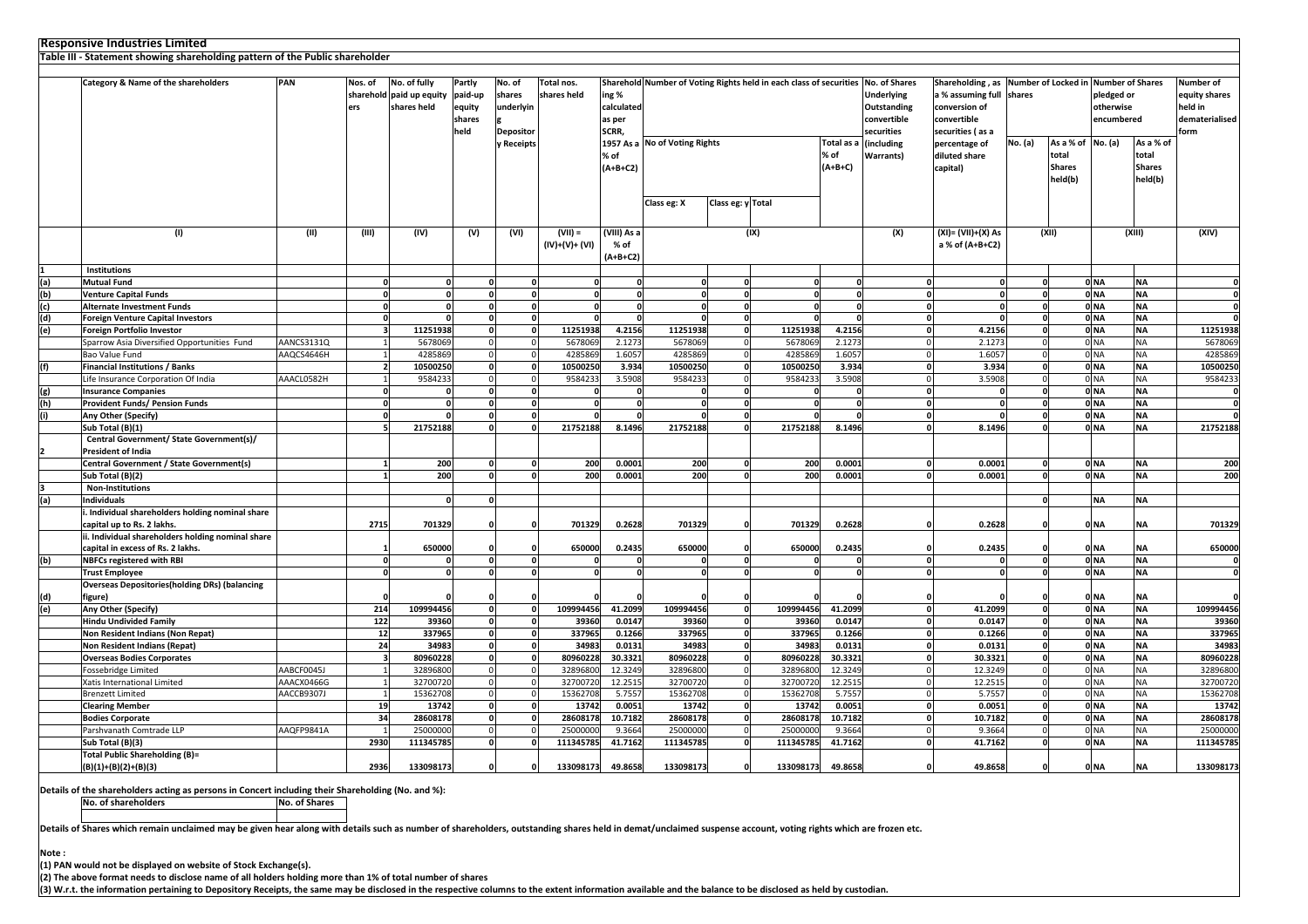**Responsive Industries Limited**

**Table III - Statement showing shareholding pattern of the Public shareholder**

| | Category & Name of the shareholders | PAN | Nos. of shareholders | No. of fully paid up equity shares held | Partly paid-up equity shares held | No. of shares underlying Depository Receipts | Total nos. shares held | Shareholding % calculated as per SCRR, 1957 As a % of (A+B+C2) | Number of Voting Rights held in each class of securities | | | | No. of Shares Underlying Outstanding convertible securities (including Warrants) | Shareholding , as a % assuming full conversion of convertible securities ( as a percentage of diluted share capital) | Number of Locked in shares | | Number of Shares pledged or otherwise encumbered | | Number of equity shares held in dematerialised form |
|---|---|---|---|---|---|---|---|---|---|---|---|---|---|---|---|---|---|---|---|
| | | | | | | | | | No of Voting Rights | | | Total as a % of (A+B+C2) | | | No. (a) | As a % of total Shares held(b) | No. (a) | As a % of total Shares held(b) | |
| | | | | | | | | | Class eg: X | Class eg: y | Total | | | | | | | | |
| | (I) | (II) | (III) | (IV) | (V) | (VI) | (VII) = (IV)+(V)+ (VI) | (VIII) As a % of (A+B+C2) | (IX) | | | | (X) | (XI)= (VII)+(X) As a % of (A+B+C2) | (XII) | | (XIII) | | (XIV) |
| 1 | **Institutions** | | | | | | | | | | | | | | | | | | |
| (a) | **Mutual Fund** | | 0 | 0 | 0 | 0 | 0 | 0 | 0 | 0 | 0 | 0 | 0 | 0 | 0 | 0 | NA | NA | 0 |
| (b) | **Venture Capital Funds** | | 0 | 0 | 0 | 0 | 0 | 0 | 0 | 0 | 0 | 0 | 0 | 0 | 0 | 0 | NA | NA | 0 |
| (c) | **Alternate Investment Funds** | | 0 | 0 | 0 | 0 | 0 | 0 | 0 | 0 | 0 | 0 | 0 | 0 | 0 | 0 | NA | NA | 0 |
| (d) | **Foreign Venture Capital Investors** | | 0 | 0 | 0 | 0 | 0 | 0 | 0 | 0 | 0 | 0 | 0 | 0 | 0 | 0 | NA | NA | 0 |
| (e) | **Foreign Portfolio Investor** | | 3 | 11251938 | 0 | 0 | 11251938 | 4.2156 | 11251938 | 0 | 11251938 | 4.2156 | 0 | 4.2156 | 0 | 0 | NA | NA | 11251938 |
| | Sparrow Asia Diversified Opportunities Fund | AANCS3131Q | 1 | 5678069 | 0 | 0 | 5678069 | 2.1273 | 5678069 | 0 | 5678069 | 2.1273 | 0 | 2.1273 | 0 | 0 | NA | NA | 5678069 |
| | Bao Value Fund | AAQCS4646H | 1 | 4285869 | 0 | 0 | 4285869 | 1.6057 | 4285869 | 0 | 4285869 | 1.6057 | 0 | 1.6057 | 0 | 0 | NA | NA | 4285869 |
| (f) | **Financial Institutions / Banks** | | 2 | 10500250 | 0 | 0 | 10500250 | 3.934 | 10500250 | 0 | 10500250 | 3.934 | 0 | 3.934 | 0 | 0 | NA | NA | 10500250 |
| | Life Insurance Corporation Of India | AAACL0582H | 1 | 9584233 | 0 | 0 | 9584233 | 3.5908 | 9584233 | 0 | 9584233 | 3.5908 | 0 | 3.5908 | 0 | 0 | NA | NA | 9584233 |
| (g) | **Insurance Companies** | | 0 | 0 | 0 | 0 | 0 | 0 | 0 | 0 | 0 | 0 | 0 | 0 | 0 | 0 | NA | NA | 0 |
| (h) | **Provident Funds/ Pension Funds** | | 0 | 0 | 0 | 0 | 0 | 0 | 0 | 0 | 0 | 0 | 0 | 0 | 0 | 0 | NA | NA | 0 |
| (i) | **Any Other (Specify)** | | 0 | 0 | 0 | 0 | 0 | 0 | 0 | 0 | 0 | 0 | 0 | 0 | 0 | 0 | NA | NA | 0 |
| | **Sub Total (B)(1)** | | 5 | 21752188 | 0 | 0 | 21752188 | 8.1496 | 21752188 | 0 | 21752188 | 8.1496 | 0 | 8.1496 | 0 | 0 | NA | NA | 21752188 |
| 2 | **Central Government/ State Government(s)/ President of India** | | | | | | | | | | | | | | | | | | |
| | **Central Government / State Government(s)** | | 1 | 200 | 0 | 0 | 200 | 0.0001 | 200 | 0 | 200 | 0.0001 | 0 | 0.0001 | 0 | 0 | NA | NA | 200 |
| | **Sub Total (B)(2)** | | 1 | 200 | 0 | 0 | 200 | 0.0001 | 200 | 0 | 200 | 0.0001 | 0 | 0.0001 | 0 | 0 | NA | NA | 200 |
| 3 | **Non-Institutions** | | | | | | | | | | | | | | | | | | |
| (a) | **Individuals** | | | 0 | 0 | | | | | | | | | | 0 | | NA | NA | |
| | **i. Individual shareholders holding nominal share capital up to Rs. 2 lakhs.** | | 2715 | 701329 | 0 | 0 | 701329 | 0.2628 | 701329 | 0 | 701329 | 0.2628 | 0 | 0.2628 | 0 | 0 | NA | NA | 701329 |
| | **ii. Individual shareholders holding nominal share capital in excess of Rs. 2 lakhs.** | | 1 | 650000 | 0 | 0 | 650000 | 0.2435 | 650000 | 0 | 650000 | 0.2435 | 0 | 0.2435 | 0 | 0 | NA | NA | 650000 |
| (b) | **NBFCs registered with RBI** | | 0 | 0 | 0 | 0 | 0 | 0 | 0 | 0 | 0 | 0 | 0 | 0 | 0 | 0 | NA | NA | 0 |
| | **Trust Employee** | | 0 | 0 | 0 | 0 | 0 | 0 | 0 | 0 | 0 | 0 | 0 | 0 | 0 | 0 | NA | NA | 0 |
| (d) | **Overseas Depositories(holding DRs) (balancing figure)** | | 0 | 0 | 0 | 0 | 0 | 0 | 0 | 0 | 0 | 0 | 0 | 0 | 0 | 0 | NA | NA | 0 |
| (e) | **Any Other (Specify)** | | 214 | 109994456 | 0 | 0 | 109994456 | 41.2099 | 109994456 | 0 | 109994456 | 41.2099 | 0 | 41.2099 | 0 | 0 | NA | NA | 109994456 |
| | **Hindu Undivided Family** | | 122 | 39360 | 0 | 0 | 39360 | 0.0147 | 39360 | 0 | 39360 | 0.0147 | 0 | 0.0147 | 0 | 0 | NA | NA | 39360 |
| | **Non Resident Indians (Non Repat)** | | 12 | 337965 | 0 | 0 | 337965 | 0.1266 | 337965 | 0 | 337965 | 0.1266 | 0 | 0.1266 | 0 | 0 | NA | NA | 337965 |
| | **Non Resident Indians (Repat)** | | 24 | 34983 | 0 | 0 | 34983 | 0.0131 | 34983 | 0 | 34983 | 0.0131 | 0 | 0.0131 | 0 | 0 | NA | NA | 34983 |
| | **Overseas Bodies Corporates** | | 3 | 80960228 | 0 | 0 | 80960228 | 30.3321 | 80960228 | 0 | 80960228 | 30.3321 | 0 | 30.3321 | 0 | 0 | NA | NA | 80960228 |
| | Fossebridge Limited | AABCF0045J | 1 | 32896800 | 0 | 0 | 32896800 | 12.3249 | 32896800 | 0 | 32896800 | 12.3249 | 0 | 12.3249 | 0 | 0 | NA | NA | 32896800 |
| | Xatis International Limited | AAACX0466G | 1 | 32700720 | 0 | 0 | 32700720 | 12.2515 | 32700720 | 0 | 32700720 | 12.2515 | 0 | 12.2515 | 0 | 0 | NA | NA | 32700720 |
| | Brenzett Limited | AACCB9307J | 1 | 15362708 | 0 | 0 | 15362708 | 5.7557 | 15362708 | 0 | 15362708 | 5.7557 | 0 | 5.7557 | 0 | 0 | NA | NA | 15362708 |
| | **Clearing Member** | | 19 | 13742 | 0 | 0 | 13742 | 0.0051 | 13742 | 0 | 13742 | 0.0051 | 0 | 0.0051 | 0 | 0 | NA | NA | 13742 |
| | **Bodies Corporate** | | 34 | 28608178 | 0 | 0 | 28608178 | 10.7182 | 28608178 | 0 | 28608178 | 10.7182 | 0 | 10.7182 | 0 | 0 | NA | NA | 28608178 |
| | Parshvanath Comtrade LLP | AAQFP9841A | 1 | 25000000 | 0 | 0 | 25000000 | 9.3664 | 25000000 | 0 | 25000000 | 9.3664 | 0 | 9.3664 | 0 | 0 | NA | NA | 25000000 |
| | **Sub Total (B)(3)** | | 2930 | 111345785 | 0 | 0 | 111345785 | 41.7162 | 111345785 | 0 | 111345785 | 41.7162 | 0 | 41.7162 | 0 | 0 | NA | NA | 111345785 |
| | **Total Public Shareholding (B)= (B)(1)+(B)(2)+(B)(3)** | | 2936 | 133098173 | 0 | 0 | 133098173 | 49.8658 | 133098173 | 0 | 133098173 | 49.8658 | 0 | 49.8658 | 0 | 0 | NA | NA | 133098173 |

**Details of the shareholders acting as persons in Concert including their Shareholding (No. and %):**

| No. of shareholders | No. of Shares |
|---|---|
| | |

**Details of Shares which remain unclaimed may be given hear along with details such as number of shareholders, outstanding shares held in demat/unclaimed suspense account, voting rights which are frozen etc.**

**Note :**

**(1) PAN would not be displayed on website of Stock Exchange(s).**

**(2) The above format needs to disclose name of all holders holding more than 1% of total number of shares**

**(3) W.r.t. the information pertaining to Depository Receipts, the same may be disclosed in the respective columns to the extent information available and the balance to be disclosed as held by custodian.**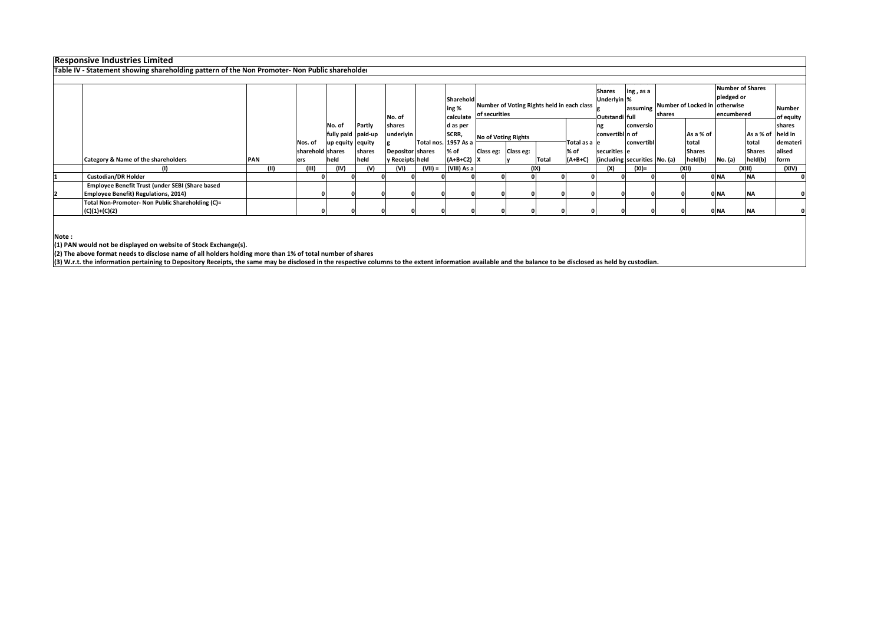**Responsive Industries Limited**

**Table IV - Statement showing shareholding pattern of the Non Promoter- Non Public shareholder**

| | Category & Name of the shareholders | PAN | Nos. of shareholders | No. of fully paid up equity shares held | Partly paid-up equity shares held | No. of shares underlying Depository Receipts | Total nos. shares held | Shareholding % calculated as per SCRR, 1957 As a % of (A+B+C2) | Number of Voting Rights held in each class of securities | | | | Shares Underlying Outstanding convertible securities (including | Shareholding , as a % assuming full conversion of convertible securities | Number of Locked in shares | | Number of Shares pledged or otherwise encumbered | | Number of equity shares held in dematerialised form |
|---|---|---|---|---|---|---|---|---|---|---|---|---|---|---|---|---|---|---|---|
| | | | | | | | | | No of Voting Rights | | | Total as a % of (A+B+C) | | | No. (a) | As a % of total Shares held(b) | No. (a) | As a % of total Shares held(b) | |
| | | | | | | | | | Class eg: X | Class eg: y | Total | | | | | | | | |
| | (I) | (II) | (III) | (IV) | (V) | (VI) | (VII) = | (VIII) As a | (IX) | | | | (X) | (XI)= | (XII) | | (XIII) | | (XIV) |
| 1 | Custodian/DR Holder | | 0 | 0 | 0 | 0 | 0 | 0 | 0 | 0 | 0 | 0 | 0 | 0 | 0 | 0 | NA | NA | 0 |
| 2 | Employee Benefit Trust (under SEBI (Share based Employee Benefit) Regulations, 2014) | | 0 | 0 | 0 | 0 | 0 | 0 | 0 | 0 | 0 | 0 | 0 | 0 | 0 | 0 | NA | NA | 0 |
| | Total Non-Promoter- Non Public Shareholding (C)= (C)(1)+(C)(2) | | 0 | 0 | 0 | 0 | 0 | 0 | 0 | 0 | 0 | 0 | 0 | 0 | 0 | 0 | NA | NA | 0 |

**Note :**

**(1) PAN would not be displayed on website of Stock Exchange(s).**

**(2) The above format needs to disclose name of all holders holding more than 1% of total number of shares**

**(3) W.r.t. the information pertaining to Depository Receipts, the same may be disclosed in the respective columns to the extent information available and the balance to be disclosed as held by custodian.**